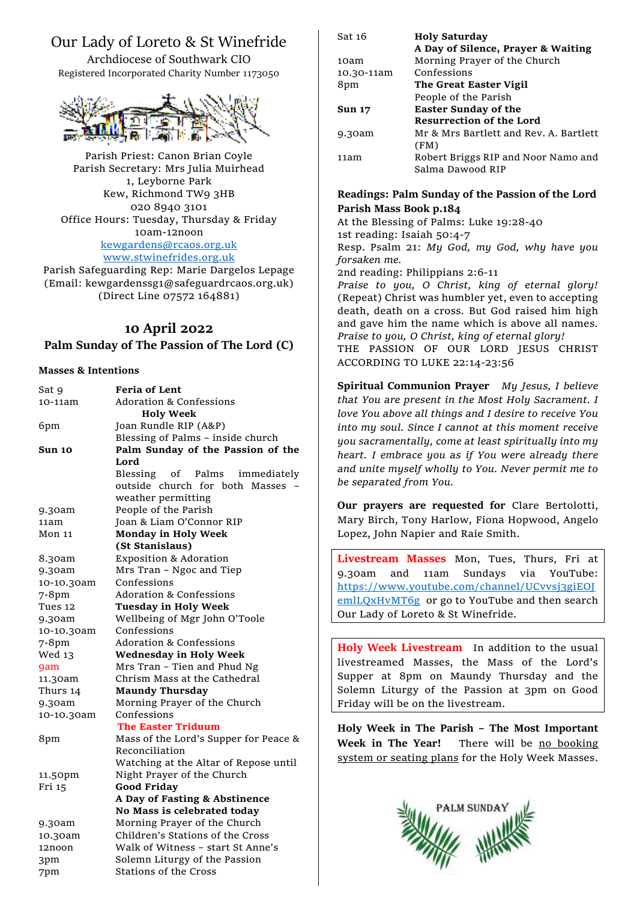# Our Lady of Loreto & St Winefride

Archdiocese of Southwark CIO
Registered Incorporated Charity Number 1173050

Parish Priest: Canon Brian Coyle
Parish Secretary: Mrs Julia Muirhead
1, Leyborne Park
Kew, Richmond TW9 3HB
020 8940 3101
Office Hours: Tuesday, Thursday & Friday
10am-12noon
kewgardens@rcaos.org.uk
www.stwinefrides.org.uk
Parish Safeguarding Rep: Marie Dargelos Lepage
(Email: kewgardenssg1@safeguardrcaos.org.uk)
(Direct Line 07572 164881)

## 10 April 2022

## Palm Sunday of The Passion of The Lord (C)

### Masses & Intentions

| | |
|---|---|
| Sat 9 | **Feria of Lent** |
| 10-11am | Adoration & Confessions |
| | **Holy Week** |
| 6pm | Joan Rundle RIP (A&P) |
| | Blessing of Palms – inside church |
| **Sun 10** | **Palm Sunday of the Passion of the Lord** |
| | Blessing of Palms immediately outside church for both Masses – weather permitting |
| 9.30am | People of the Parish |
| 11am | Joan & Liam O'Connor RIP |
| Mon 11 | **Monday in Holy Week (St Stanislaus)** |
| 8.30am | Exposition & Adoration |
| 9.30am | Mrs Tran – Ngoc and Tiep |
| 10-10.30am | Confessions |
| 7-8pm | Adoration & Confessions |
| Tues 12 | **Tuesday in Holy Week** |
| 9.30am | Wellbeing of Mgr John O'Toole |
| 10-10.30am | Confessions |
| 7-8pm | Adoration & Confessions |
| Wed 13 | **Wednesday in Holy Week** |
| 9am | Mrs Tran – Tien and Phud Ng |
| 11.30am | Chrism Mass at the Cathedral |
| Thurs 14 | **Maundy Thursday** |
| 9.30am | Morning Prayer of the Church |
| 10-10.30am | Confessions |
| | **The Easter Triduum** |
| 8pm | Mass of the Lord's Supper for Peace & Reconciliation |
| | Watching at the Altar of Repose until |
| 11.50pm | Night Prayer of the Church |
| Fri 15 | **Good Friday** |
| | **A Day of Fasting & Abstinence** |
| | **No Mass is celebrated today** |
| 9.30am | Morning Prayer of the Church |
| 10.30am | Children's Stations of the Cross |
| 12noon | Walk of Witness – start St Anne's |
| 3pm | Solemn Liturgy of the Passion |
| 7pm | Stations of the Cross |
| Sat 16 | **Holy Saturday** |
| | **A Day of Silence, Prayer & Waiting** |
| 10am | Morning Prayer of the Church |
| 10.30-11am | Confessions |
| 8pm | **The Great Easter Vigil** |
| | People of the Parish |
| **Sun 17** | **Easter Sunday of the Resurrection of the Lord** |
| 9.30am | Mr & Mrs Bartlett and Rev. A. Bartlett (FM) |
| 11am | Robert Briggs RIP and Noor Namo and Salma Dawood RIP |

**Readings: Palm Sunday of the Passion of the Lord**
**Parish Mass Book p.184**
At the Blessing of Palms: Luke 19:28-40
1st reading: Isaiah 50:4-7
Resp. Psalm 21: *My God, my God, why have you forsaken me.*
2nd reading: Philippians 2:6-11
*Praise to you, O Christ, king of eternal glory!* (Repeat) Christ was humbler yet, even to accepting death, death on a cross. But God raised him high and gave him the name which is above all names. *Praise to you, O Christ, king of eternal glory!*
THE PASSION OF OUR LORD JESUS CHRIST ACCORDING TO LUKE 22:14-23:56

**Spiritual Communion Prayer** *My Jesus, I believe that You are present in the Most Holy Sacrament. I love You above all things and I desire to receive You into my soul. Since I cannot at this moment receive you sacramentally, come at least spiritually into my heart. I embrace you as if You were already there and unite myself wholly to You. Never permit me to be separated from You.*

**Our prayers are requested for** Clare Bertolotti, Mary Birch, Tony Harlow, Fiona Hopwood, Angelo Lopez, John Napier and Raie Smith.

**Livestream Masses** Mon, Tues, Thurs, Fri at 9.30am and 11am Sundays via YouTube: https://www.youtube.com/channel/UCvvsj3giEOJemlLQxHvMT6g or go to YouTube and then search Our Lady of Loreto & St Winefride.

**Holy Week Livestream** In addition to the usual livestreamed Masses, the Mass of the Lord's Supper at 8pm on Maundy Thursday and the Solemn Liturgy of the Passion at 3pm on Good Friday will be on the livestream.

**Holy Week in The Parish – The Most Important Week in The Year!** There will be no booking system or seating plans for the Holy Week Masses.

PALM SUNDAY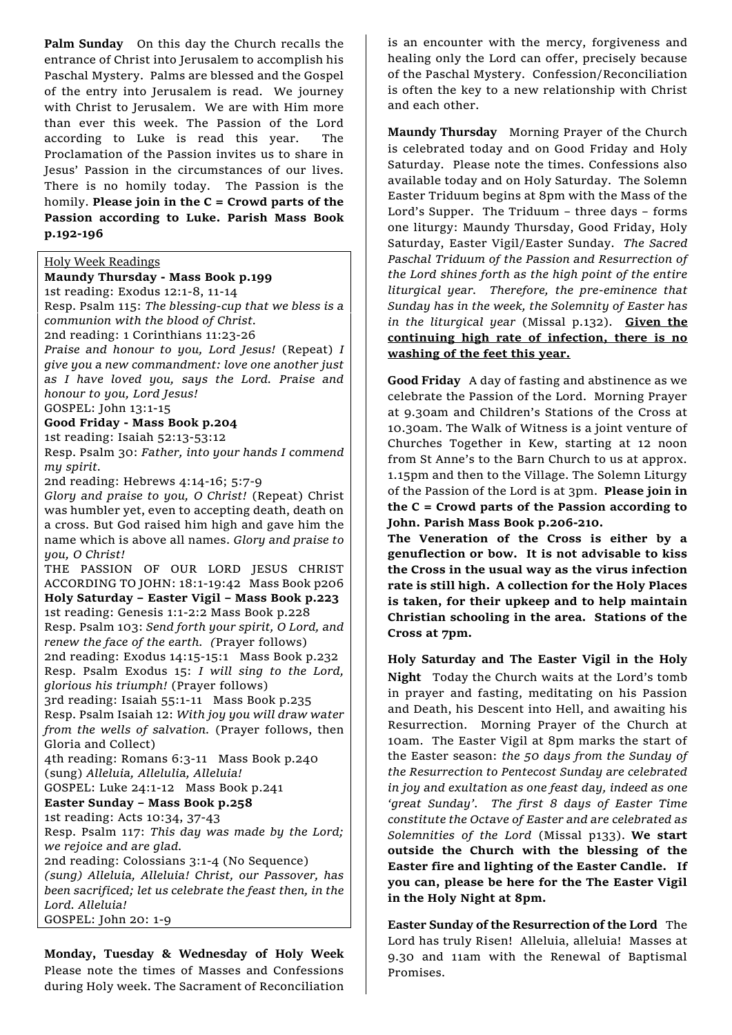**Palm Sunday** On this day the Church recalls the entrance of Christ into Jerusalem to accomplish his Paschal Mystery. Palms are blessed and the Gospel of the entry into Jerusalem is read. We journey with Christ to Jerusalem. We are with Him more than ever this week. The Passion of the Lord according to Luke is read this year. The Proclamation of the Passion invites us to share in Jesus' Passion in the circumstances of our lives. There is no homily today. The Passion is the homily. **Please join in the C = Crowd parts of the Passion according to Luke. Parish Mass Book p.192-196**

Holy Week Readings

**Maundy Thursday - Mass Book p.199**
1st reading: Exodus 12:1-8, 11-14
Resp. Psalm 115: *The blessing-cup that we bless is a communion with the blood of Christ.*
2nd reading: 1 Corinthians 11:23-26
*Praise and honour to you, Lord Jesus!* (Repeat) *I give you a new commandment: love one another just as I have loved you, says the Lord. Praise and honour to you, Lord Jesus!*
GOSPEL: John 13:1-15

**Good Friday - Mass Book p.204**
1st reading: Isaiah 52:13-53:12
Resp. Psalm 30: *Father, into your hands I commend my spirit.*
2nd reading: Hebrews 4:14-16; 5:7-9
*Glory and praise to you, O Christ!* (Repeat) Christ was humbler yet, even to accepting death, death on a cross. But God raised him high and gave him the name which is above all names. *Glory and praise to you, O Christ!*
THE PASSION OF OUR LORD JESUS CHRIST ACCORDING TO JOHN: 18:1-19:42 Mass Book p206

**Holy Saturday – Easter Vigil – Mass Book p.223**
1st reading: Genesis 1:1-2:2 Mass Book p.228
Resp. Psalm 103: *Send forth your spirit, O Lord, and renew the face of the earth. (*Prayer follows)
2nd reading: Exodus 14:15-15:1 Mass Book p.232
Resp. Psalm Exodus 15: *I will sing to the Lord, glorious his triumph!* (Prayer follows)
3rd reading: Isaiah 55:1-11 Mass Book p.235
Resp. Psalm Isaiah 12: *With joy you will draw water from the wells of salvation.* (Prayer follows, then Gloria and Collect)
4th reading: Romans 6:3-11 Mass Book p.240
(sung) *Alleluia, Allelulia, Alleluia!*
GOSPEL: Luke 24:1-12 Mass Book p.241

**Easter Sunday – Mass Book p.258**
1st reading: Acts 10:34, 37-43
Resp. Psalm 117: *This day was made by the Lord; we rejoice and are glad.*
2nd reading: Colossians 3:1-4 (No Sequence)
*(sung) Alleluia, Alleluia! Christ, our Passover, has been sacrificed; let us celebrate the feast then, in the Lord. Alleluia!*
GOSPEL: John 20: 1-9

**Monday, Tuesday & Wednesday of Holy Week** Please note the times of Masses and Confessions during Holy week. The Sacrament of Reconciliation is an encounter with the mercy, forgiveness and healing only the Lord can offer, precisely because of the Paschal Mystery. Confession/Reconciliation is often the key to a new relationship with Christ and each other.

**Maundy Thursday** Morning Prayer of the Church is celebrated today and on Good Friday and Holy Saturday. Please note the times. Confessions also available today and on Holy Saturday. The Solemn Easter Triduum begins at 8pm with the Mass of the Lord's Supper. The Triduum – three days – forms one liturgy: Maundy Thursday, Good Friday, Holy Saturday, Easter Vigil/Easter Sunday. *The Sacred Paschal Triduum of the Passion and Resurrection of the Lord shines forth as the high point of the entire liturgical year. Therefore, the pre-eminence that Sunday has in the week, the Solemnity of Easter has in the liturgical year* (Missal p.132). **Given the continuing high rate of infection, there is no washing of the feet this year.**

**Good Friday** A day of fasting and abstinence as we celebrate the Passion of the Lord. Morning Prayer at 9.30am and Children's Stations of the Cross at 10.30am. The Walk of Witness is a joint venture of Churches Together in Kew, starting at 12 noon from St Anne's to the Barn Church to us at approx. 1.15pm and then to the Village. The Solemn Liturgy of the Passion of the Lord is at 3pm. **Please join in the C = Crowd parts of the Passion according to John. Parish Mass Book p.206-210.**
**The Veneration of the Cross is either by a genuflection or bow. It is not advisable to kiss the Cross in the usual way as the virus infection rate is still high. A collection for the Holy Places is taken, for their upkeep and to help maintain Christian schooling in the area. Stations of the Cross at 7pm.**

**Holy Saturday and The Easter Vigil in the Holy Night** Today the Church waits at the Lord's tomb in prayer and fasting, meditating on his Passion and Death, his Descent into Hell, and awaiting his Resurrection. Morning Prayer of the Church at 10am. The Easter Vigil at 8pm marks the start of the Easter season: *the 50 days from the Sunday of the Resurrection to Pentecost Sunday are celebrated in joy and exultation as one feast day, indeed as one 'great Sunday'. The first 8 days of Easter Time constitute the Octave of Easter and are celebrated as Solemnities of the Lord* (Missal p133). **We start outside the Church with the blessing of the Easter fire and lighting of the Easter Candle. If you can, please be here for the The Easter Vigil in the Holy Night at 8pm.**

**Easter Sunday of the Resurrection of the Lord** The Lord has truly Risen! Alleluia, alleluia! Masses at 9.30 and 11am with the Renewal of Baptismal Promises.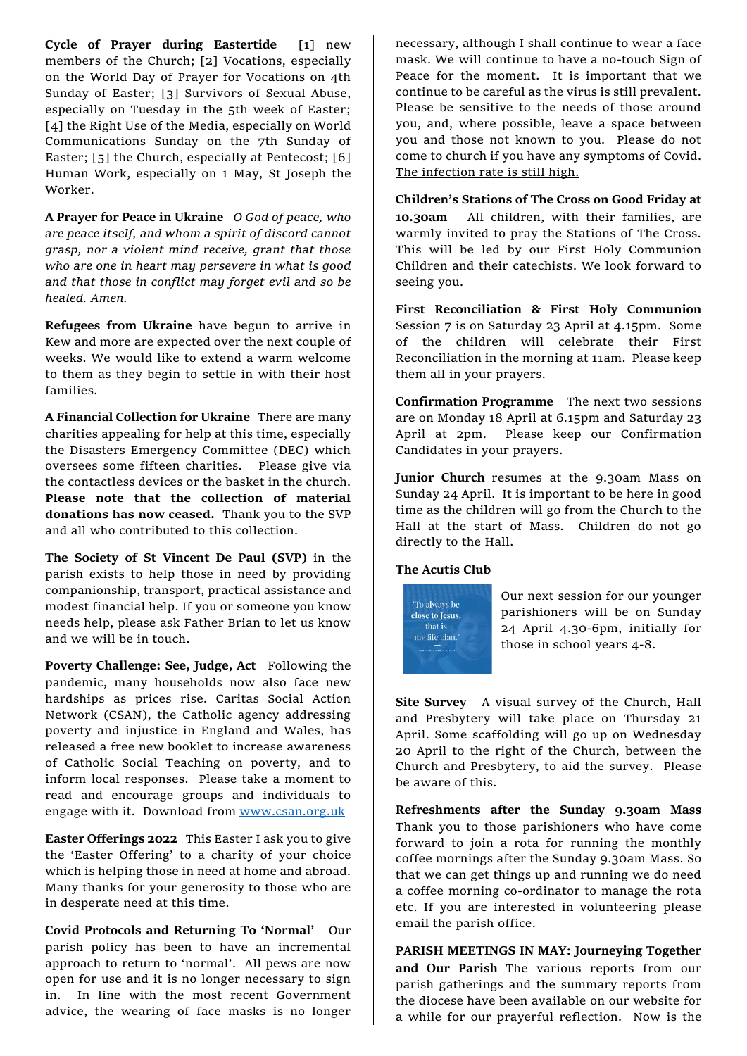**Cycle of Prayer during Eastertide** [1] new members of the Church; [2] Vocations, especially on the World Day of Prayer for Vocations on 4th Sunday of Easter; [3] Survivors of Sexual Abuse, especially on Tuesday in the 5th week of Easter; [4] the Right Use of the Media, especially on World Communications Sunday on the 7th Sunday of Easter; [5] the Church, especially at Pentecost; [6] Human Work, especially on 1 May, St Joseph the Worker.

**A Prayer for Peace in Ukraine** *O God of peace, who are peace itself, and whom a spirit of discord cannot grasp, nor a violent mind receive, grant that those who are one in heart may persevere in what is good and that those in conflict may forget evil and so be healed. Amen.*

**Refugees from Ukraine** have begun to arrive in Kew and more are expected over the next couple of weeks. We would like to extend a warm welcome to them as they begin to settle in with their host families.

**A Financial Collection for Ukraine** There are many charities appealing for help at this time, especially the Disasters Emergency Committee (DEC) which oversees some fifteen charities. Please give via the contactless devices or the basket in the church. **Please note that the collection of material donations has now ceased.** Thank you to the SVP and all who contributed to this collection.

**The Society of St Vincent De Paul (SVP)** in the parish exists to help those in need by providing companionship, transport, practical assistance and modest financial help. If you or someone you know needs help, please ask Father Brian to let us know and we will be in touch.

**Poverty Challenge: See, Judge, Act** Following the pandemic, many households now also face new hardships as prices rise. Caritas Social Action Network (CSAN), the Catholic agency addressing poverty and injustice in England and Wales, has released a free new booklet to increase awareness of Catholic Social Teaching on poverty, and to inform local responses. Please take a moment to read and encourage groups and individuals to engage with it. Download from www.csan.org.uk

**Easter Offerings 2022** This Easter I ask you to give the 'Easter Offering' to a charity of your choice which is helping those in need at home and abroad. Many thanks for your generosity to those who are in desperate need at this time.

**Covid Protocols and Returning To 'Normal'** Our parish policy has been to have an incremental approach to return to 'normal'. All pews are now open for use and it is no longer necessary to sign in. In line with the most recent Government advice, the wearing of face masks is no longer necessary, although I shall continue to wear a face mask. We will continue to have a no-touch Sign of Peace for the moment. It is important that we continue to be careful as the virus is still prevalent. Please be sensitive to the needs of those around you, and, where possible, leave a space between you and those not known to you. Please do not come to church if you have any symptoms of Covid. The infection rate is still high.

**Children's Stations of The Cross on Good Friday at 10.30am** All children, with their families, are warmly invited to pray the Stations of The Cross. This will be led by our First Holy Communion Children and their catechists. We look forward to seeing you.

**First Reconciliation & First Holy Communion** Session 7 is on Saturday 23 April at 4.15pm. Some of the children will celebrate their First Reconciliation in the morning at 11am. Please keep them all in your prayers.

**Confirmation Programme** The next two sessions are on Monday 18 April at 6.15pm and Saturday 23 April at 2pm. Please keep our Confirmation Candidates in your prayers.

**Junior Church** resumes at the 9.30am Mass on Sunday 24 April. It is important to be here in good time as the children will go from the Church to the Hall at the start of Mass. Children do not go directly to the Hall.

**The Acutis Club**

Our next session for our younger parishioners will be on Sunday 24 April 4.30-6pm, initially for those in school years 4-8.

**Site Survey** A visual survey of the Church, Hall and Presbytery will take place on Thursday 21 April. Some scaffolding will go up on Wednesday 20 April to the right of the Church, between the Church and Presbytery, to aid the survey. Please be aware of this.

**Refreshments after the Sunday 9.30am Mass** Thank you to those parishioners who have come forward to join a rota for running the monthly coffee mornings after the Sunday 9.30am Mass. So that we can get things up and running we do need a coffee morning co-ordinator to manage the rota etc. If you are interested in volunteering please email the parish office.

**PARISH MEETINGS IN MAY: Journeying Together and Our Parish** The various reports from our parish gatherings and the summary reports from the diocese have been available on our website for a while for our prayerful reflection. Now is the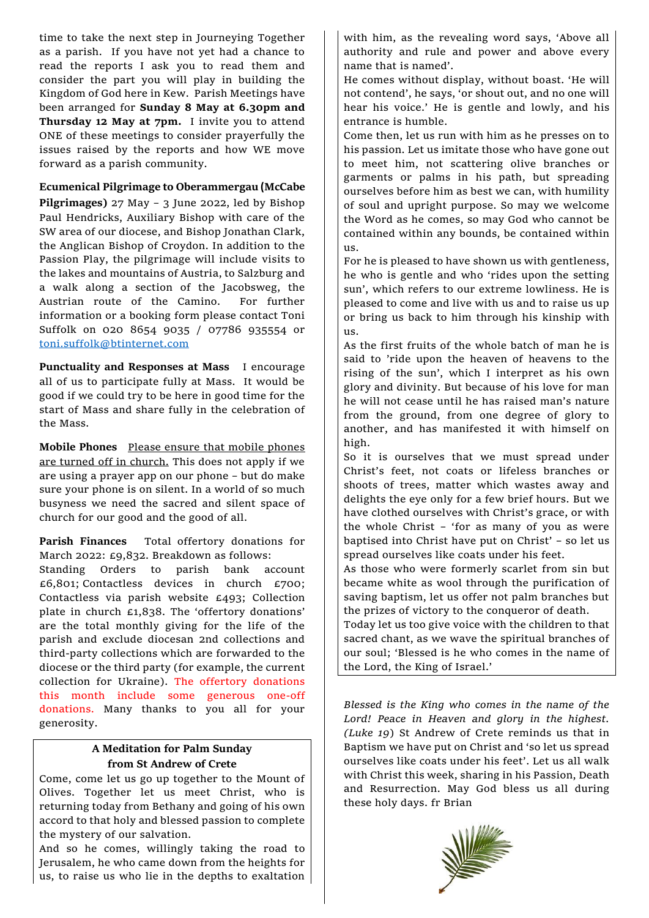time to take the next step in Journeying Together as a parish. If you have not yet had a chance to read the reports I ask you to read them and consider the part you will play in building the Kingdom of God here in Kew. Parish Meetings have been arranged for **Sunday 8 May at 6.30pm and Thursday 12 May at 7pm.** I invite you to attend ONE of these meetings to consider prayerfully the issues raised by the reports and how WE move forward as a parish community.

**Ecumenical Pilgrimage to Oberammergau (McCabe Pilgrimages)** 27 May – 3 June 2022, led by Bishop Paul Hendricks, Auxiliary Bishop with care of the SW area of our diocese, and Bishop Jonathan Clark, the Anglican Bishop of Croydon. In addition to the Passion Play, the pilgrimage will include visits to the lakes and mountains of Austria, to Salzburg and a walk along a section of the Jacobsweg, the Austrian route of the Camino. For further information or a booking form please contact Toni Suffolk on 020 8654 9035 / 07786 935554 or toni.suffolk@btinternet.com

**Punctuality and Responses at Mass** I encourage all of us to participate fully at Mass. It would be good if we could try to be here in good time for the start of Mass and share fully in the celebration of the Mass.

**Mobile Phones** Please ensure that mobile phones are turned off in church. This does not apply if we are using a prayer app on our phone – but do make sure your phone is on silent. In a world of so much busyness we need the sacred and silent space of church for our good and the good of all.

**Parish Finances** Total offertory donations for March 2022: £9,832. Breakdown as follows: Standing Orders to parish bank account £6,801; Contactless devices in church £700; Contactless via parish website £493; Collection plate in church £1,838. The 'offertory donations' are the total monthly giving for the life of the parish and exclude diocesan 2nd collections and third-party collections which are forwarded to the diocese or the third party (for example, the current collection for Ukraine). The offertory donations this month include some generous one-off donations. Many thanks to you all for your generosity.

### A Meditation for Palm Sunday from St Andrew of Crete

Come, come let us go up together to the Mount of Olives. Together let us meet Christ, who is returning today from Bethany and going of his own accord to that holy and blessed passion to complete the mystery of our salvation.

And so he comes, willingly taking the road to Jerusalem, he who came down from the heights for us, to raise us who lie in the depths to exaltation with him, as the revealing word says, 'Above all authority and rule and power and above every name that is named'.

He comes without display, without boast. 'He will not contend', he says, 'or shout out, and no one will hear his voice.' He is gentle and lowly, and his entrance is humble.

Come then, let us run with him as he presses on to his passion. Let us imitate those who have gone out to meet him, not scattering olive branches or garments or palms in his path, but spreading ourselves before him as best we can, with humility of soul and upright purpose. So may we welcome the Word as he comes, so may God who cannot be contained within any bounds, be contained within us.

For he is pleased to have shown us with gentleness, he who is gentle and who 'rides upon the setting sun', which refers to our extreme lowliness. He is pleased to come and live with us and to raise us up or bring us back to him through his kinship with us.

As the first fruits of the whole batch of man he is said to 'ride upon the heaven of heavens to the rising of the sun', which I interpret as his own glory and divinity. But because of his love for man he will not cease until he has raised man's nature from the ground, from one degree of glory to another, and has manifested it with himself on high.

So it is ourselves that we must spread under Christ's feet, not coats or lifeless branches or shoots of trees, matter which wastes away and delights the eye only for a few brief hours. But we have clothed ourselves with Christ's grace, or with the whole Christ – 'for as many of you as were baptised into Christ have put on Christ' – so let us spread ourselves like coats under his feet.

As those who were formerly scarlet from sin but became white as wool through the purification of saving baptism, let us offer not palm branches but the prizes of victory to the conqueror of death.

Today let us too give voice with the children to that sacred chant, as we wave the spiritual branches of our soul; 'Blessed is he who comes in the name of the Lord, the King of Israel.'

*Blessed is the King who comes in the name of the Lord! Peace in Heaven and glory in the highest. (Luke 19*) St Andrew of Crete reminds us that in Baptism we have put on Christ and 'so let us spread ourselves like coats under his feet'. Let us all walk with Christ this week, sharing in his Passion, Death and Resurrection. May God bless us all during these holy days. fr Brian